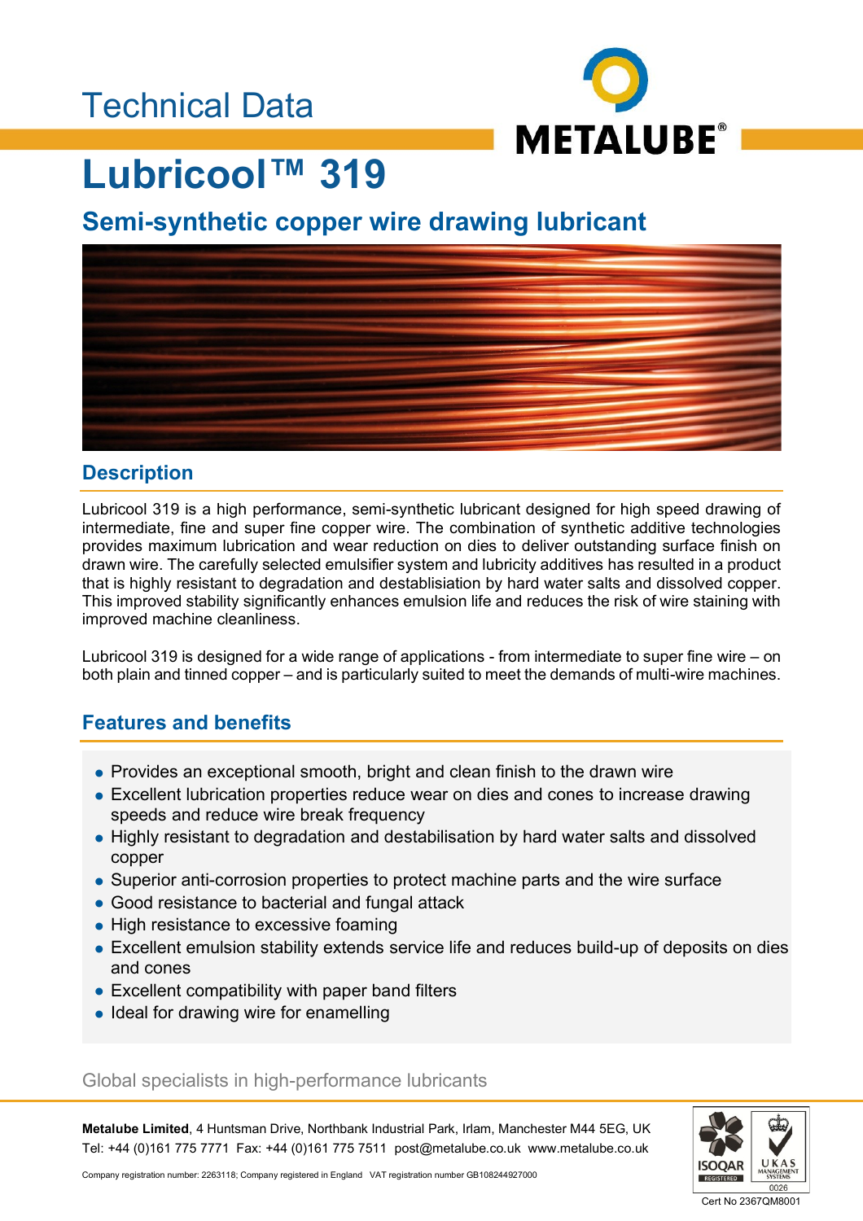Technical Data

# Lubricool™ 319

## Semi-synthetic copper wire drawing lubricant

### Description

Lubricool 319 is a high performance, semi-synthetic lubricant designed for high speed drawing of intermediate, fine and super fine copper wire. The combination of synthetic additive technologies provides maximum lubrication and wear reduction on dies to deliver outstanding surface finish on drawn wire. The carefully selected emulsifier system and lubricity additives has resulted in a product that is highly resistant to degradation and destablisiation by hard water salts and dissolved copper. This improved stability significantly enhances emulsion life and reduces the risk of wire staining with improved machine cleanliness.

Lubricool 319 is designed for a wide range of applications - from intermediate to super fine wire – on both plain and tinned copper – and is particularly suited to meet the demands of multi-wire machines.

### Features and benefits

- Provides an exceptional smooth, bright and clean finish to the drawn wire
- Excellent lubrication properties reduce wear on dies and cones to increase drawing speeds and reduce wire break frequency
- Highly resistant to degradation and destabilisation by hard water salts and dissolved copper
- Superior anti-corrosion properties to protect machine parts and the wire surface
- Good resistance to bacterial and fungal attack
- High resistance to excessive foaming
- Excellent emulsion stability extends service life and reduces build-up of deposits on dies and cones
- Excellent compatibility with paper band filters
- Ideal for drawing wire for enamelling

Global specialists in high-performance lubricants

**Metalube Limited**, 4 Huntsman Drive, Northbank Industrial Park, Irlam, Manchester M44 5EG, UK
Tel: +44 (0)161 775 7771 Fax: +44 (0)161 775 7511 post@metalube.co.uk www.metalube.co.uk

Company registration number: 2263118; Company registered in England VAT registration number GB108244927000

Cert No 2367QM8001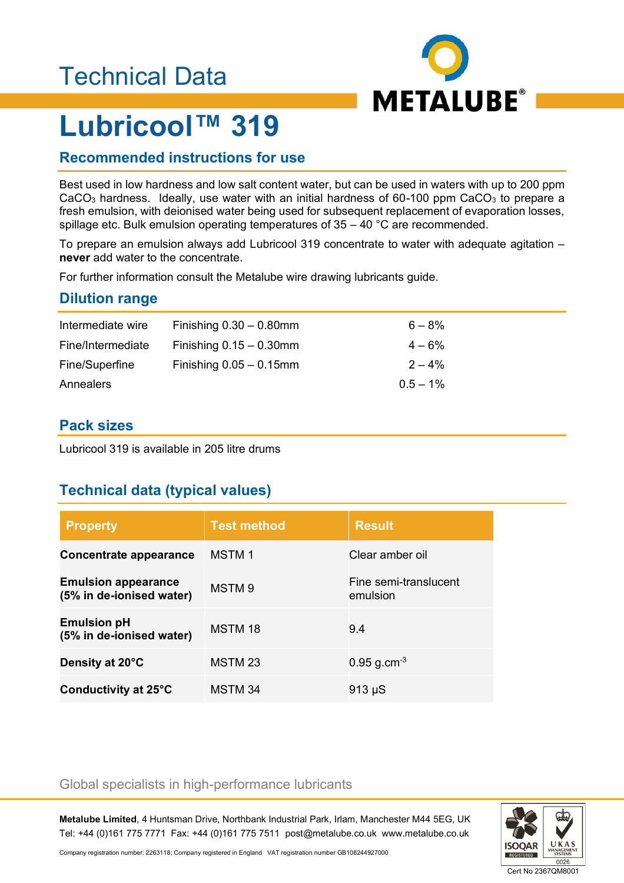# Technical Data

# Lubricool™ 319

## Recommended instructions for use

Best used in low hardness and low salt content water, but can be used in waters with up to 200 ppm $CaCO_3$ hardness. Ideally, use water with an initial hardness of 60-100 ppm $CaCO_3$ to prepare a fresh emulsion, with deionised water being used for subsequent replacement of evaporation losses, spillage etc. Bulk emulsion operating temperatures of 35 – 40 °C are recommended.

To prepare an emulsion always add Lubricool 319 concentrate to water with adequate agitation – **never** add water to the concentrate.

For further information consult the Metalube wire drawing lubricants guide.

## Dilution range

| | | |
|---|---|---|
| Intermediate wire | Finishing 0.30 – 0.80mm | 6 – 8% |
| Fine/Intermediate | Finishing 0.15 – 0.30mm | 4 – 6% |
| Fine/Superfine | Finishing 0.05 – 0.15mm | 2 – 4% |
| Annealers | | 0.5 – 1% |

## Pack sizes

Lubricool 319 is available in 205 litre drums

## Technical data (typical values)

| Property | Test method | Result |
|---|---|---|
| **Concentrate appearance** | MSTM 1 | Clear amber oil |
| **Emulsion appearance (5% in de-ionised water)** | MSTM 9 | Fine semi-translucent emulsion |
| **Emulsion pH (5% in de-ionised water)** | MSTM 18 | 9.4 |
| **Density at 20°C** | MSTM 23 | 0.95 $g.cm^{-3}$ |
| **Conductivity at 25°C** | MSTM 34 | 913 µS |

Global specialists in high-performance lubricants

**Metalube Limited**, 4 Huntsman Drive, Northbank Industrial Park, Irlam, Manchester M44 5EG, UK
Tel: +44 (0)161 775 7771 Fax: +44 (0)161 775 7511 post@metalube.co.uk www.metalube.co.uk

Company registration number: 2263118; Company registered in England VAT registration number GB108244927000

Cert No 2367QM8001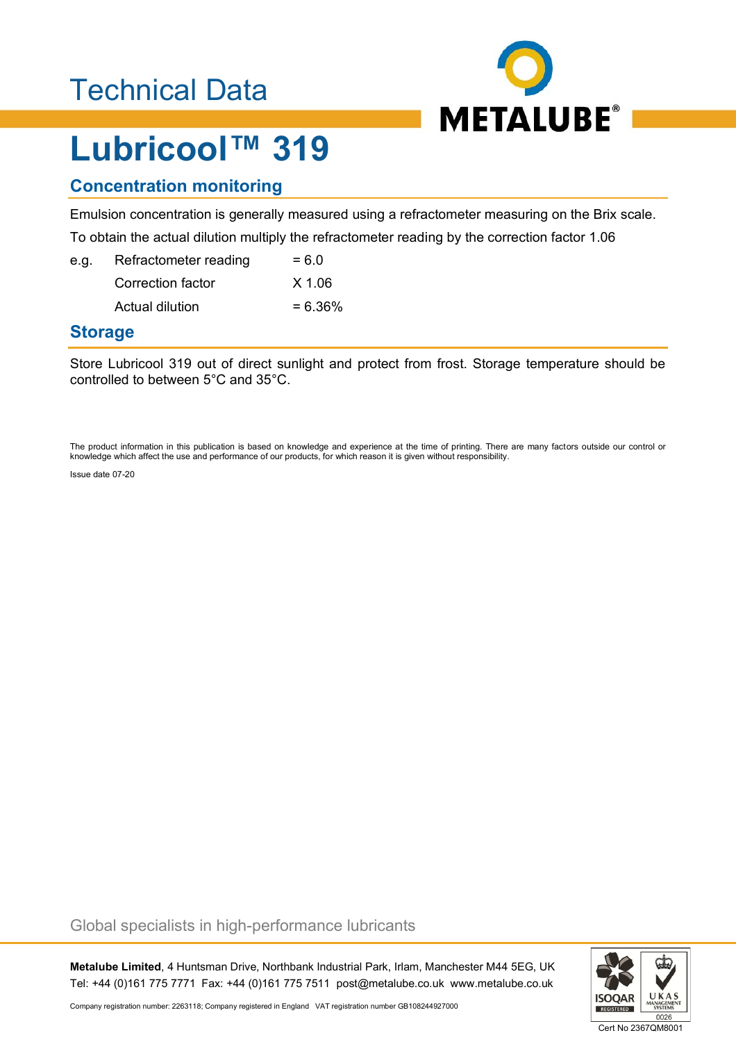# Technical Data

# Lubricool™ 319

## Concentration monitoring

Emulsion concentration is generally measured using a refractometer measuring on the Brix scale.

To obtain the actual dilution multiply the refractometer reading by the correction factor 1.06

| | | |
|---|---|---|
| e.g. | Refractometer reading | = 6.0 |
| | Correction factor | X 1.06 |
| | Actual dilution | = 6.36% |

## Storage

Store Lubricool 319 out of direct sunlight and protect from frost. Storage temperature should be controlled to between 5°C and 35°C.

The product information in this publication is based on knowledge and experience at the time of printing. There are many factors outside our control or knowledge which affect the use and performance of our products, for which reason it is given without responsibility.

Issue date 07-20

Global specialists in high-performance lubricants

**Metalube Limited**, 4 Huntsman Drive, Northbank Industrial Park, Irlam, Manchester M44 5EG, UK
Tel: +44 (0)161 775 7771 Fax: +44 (0)161 775 7511 post@metalube.co.uk www.metalube.co.uk

Company registration number: 2263118; Company registered in England VAT registration number GB108244927000

Cert No 2367QM8001